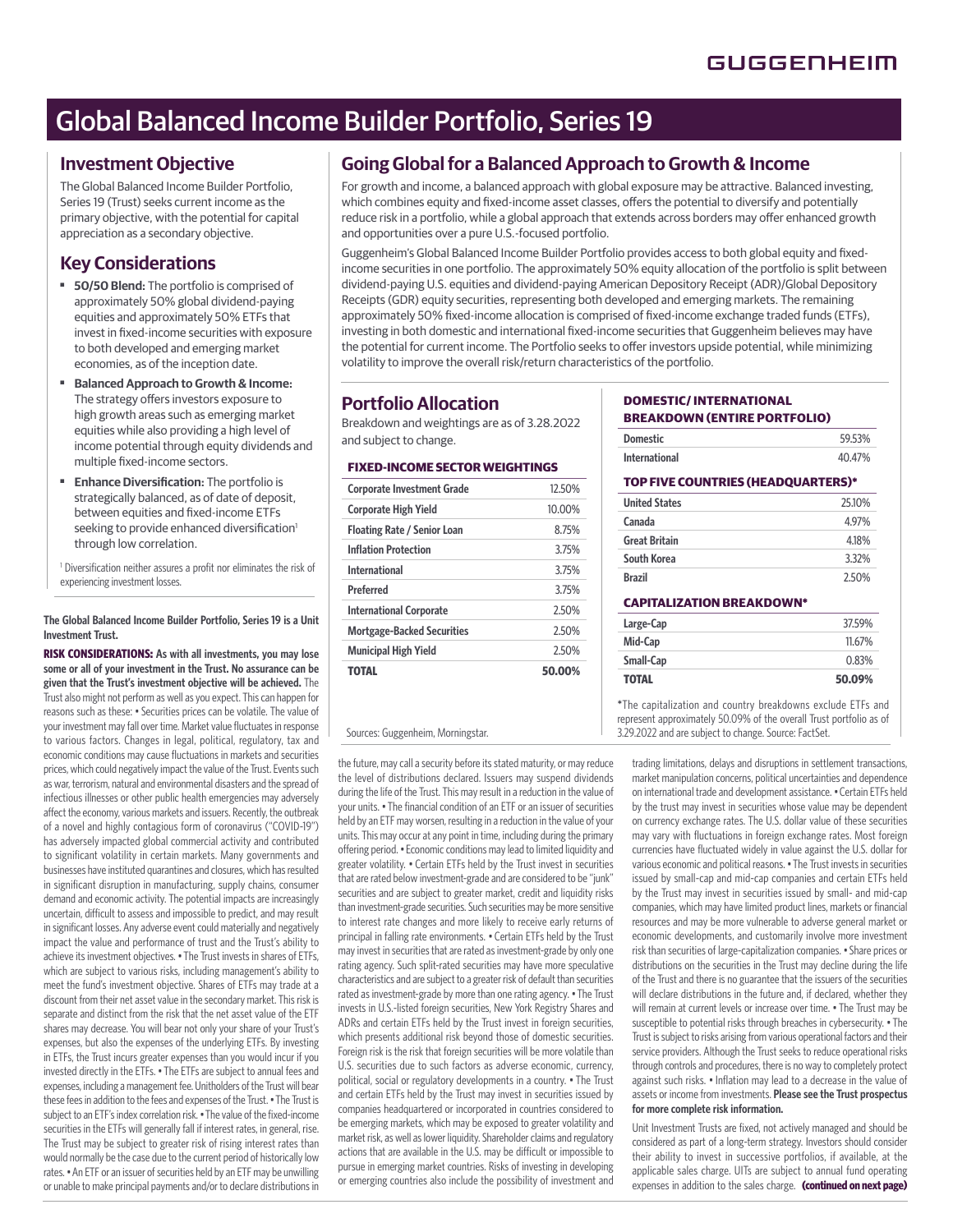GUGGENHEIM

# Global Balanced Income Builder Portfolio, Series 19

## Investment Objective

The Global Balanced Income Builder Portfolio, Series 19 (Trust) seeks current income as the primary objective, with the potential for capital appreciation as a secondary objective.

## Key Considerations

- **50/50 Blend:** The portfolio is comprised of approximately 50% global dividend-paying equities and approximately 50% ETFs that invest in fixed-income securities with exposure to both developed and emerging market economies, as of the inception date.
- **Balanced Approach to Growth & Income:** The strategy offers investors exposure to high growth areas such as emerging market equities while also providing a high level of income potential through equity dividends and multiple fixed-income sectors.
- **Enhance Diversification:** The portfolio is strategically balanced, as of date of deposit, between equities and fixed-income ETFs seeking to provide enhanced diversification[1] through low correlation.

[1] Diversification neither assures a profit nor eliminates the risk of experiencing investment losses.

## Going Global for a Balanced Approach to Growth & Income

For growth and income, a balanced approach with global exposure may be attractive. Balanced investing, which combines equity and fixed-income asset classes, offers the potential to diversify and potentially reduce risk in a portfolio, while a global approach that extends across borders may offer enhanced growth and opportunities over a pure U.S.-focused portfolio.

Guggenheim's Global Balanced Income Builder Portfolio provides access to both global equity and fixed-income securities in one portfolio. The approximately 50% equity allocation of the portfolio is split between dividend-paying U.S. equities and dividend-paying American Depository Receipt (ADR)/Global Depository Receipts (GDR) equity securities, representing both developed and emerging markets. The remaining approximately 50% fixed-income allocation is comprised of fixed-income exchange traded funds (ETFs), investing in both domestic and international fixed-income securities that Guggenheim believes may have the potential for current income. The Portfolio seeks to offer investors upside potential, while minimizing volatility to improve the overall risk/return characteristics of the portfolio.

## Portfolio Allocation

Breakdown and weightings are as of 3.28.2022 and subject to change.

### FIXED-INCOME SECTOR WEIGHTINGS

| Sector | Weighting |
| --- | --- |
| Corporate Investment Grade | 12.50% |
| Corporate High Yield | 10.00% |
| Floating Rate / Senior Loan | 8.75% |
| Inflation Protection | 3.75% |
| International | 3.75% |
| Preferred | 3.75% |
| International Corporate | 2.50% |
| Mortgage-Backed Securities | 2.50% |
| Municipal High Yield | 2.50% |
| **TOTAL** | **50.00%** |

Sources: Guggenheim, Morningstar.

### DOMESTIC/ INTERNATIONAL BREAKDOWN (ENTIRE PORTFOLIO)

| | |
| --- | --- |
| Domestic | 59.53% |
| International | 40.47% |

### TOP FIVE COUNTRIES (HEADQUARTERS)*

| | |
| --- | --- |
| United States | 25.10% |
| Canada | 4.97% |
| Great Britain | 4.18% |
| South Korea | 3.32% |
| Brazil | 2.50% |

### CAPITALIZATION BREAKDOWN*

| | |
| --- | --- |
| Large-Cap | 37.59% |
| Mid-Cap | 11.67% |
| Small-Cap | 0.83% |
| **TOTAL** | **50.09%** |

*The capitalization and country breakdowns exclude ETFs and represent approximately 50.09% of the total Trust portfolio as of 3.29.2022 and are subject to change. Source: FactSet.

**The Global Balanced Income Builder Portfolio, Series 19 is a Unit Investment Trust.**

**RISK CONSIDERATIONS: As with all investments, you may lose some or all of your investment in the Trust. No assurance can be given that the Trust's investment objective will be achieved.** The Trust also might not perform as well as you expect. This can happen for reasons such as these: • Securities prices can be volatile. The value of your investment may fall over time. Market value fluctuates in response to various factors. Changes in legal, political, regulatory, tax and economic conditions may cause fluctuations in markets and securities prices, which could negatively impact the value of the Trust. Events such as war, terrorism, natural and environmental disasters and the spread of infectious illnesses or other public health emergencies may adversely affect the economy, various markets and issuers. Recently, the outbreak of a novel and highly contagious form of coronavirus ("COVID-19") has adversely impacted global commercial activity and contributed to significant volatility in certain markets. Many governments and businesses have instituted quarantines and closures, which has resulted in significant disruption in manufacturing, supply chains, consumer demand and economic activity. The potential impacts are increasingly uncertain, difficult to assess and impossible to predict, and may result in significant losses. Any adverse event could materially and negatively impact the value and performance of trust and the Trust's ability to achieve its investment objectives. • The Trust invests in shares of ETFs, which are subject to various risks, including management's ability to meet the fund's investment objective. Shares of ETFs may trade at a discount from their net asset value in the secondary market. This risk is separate and distinct from the risk that the net asset value of the ETF shares may decrease. You will bear not only your share of your Trust's expenses, but also the expenses of the underlying ETFs. By investing in ETFs, the Trust incurs greater expenses than you would incur if you invested directly in the ETFs. • The ETFs are subject to annual fees and expenses, including a management fee. Unitholders of the Trust will bear these fees in addition to the fees and expenses of the Trust. • The Trust is subject to an ETF's index correlation risk. • The value of the fixed-income securities in the ETFs will generally fall if interest rates, in general, rise. The Trust may be subject to greater risk of rising interest rates than would normally be the case due to the current period of historically low rates. • An ETF or an issuer of securities held by an ETF may be unwilling or unable to make principal payments and/or to declare distributions in the future, may call a security before its stated maturity, or may reduce the level of distributions declared. Issuers may suspend dividends during the life of the Trust. This may result in a reduction in the value of your units. • The financial condition of an ETF or an issuer of securities held by an ETF may worsen, resulting in a reduction in the value of your units. This may occur at any point in time, including during the primary offering period. • Economic conditions may lead to limited liquidity and greater volatility. • Certain ETFs held by the Trust invest in securities that are rated below investment-grade and are considered to be "junk" securities and are subject to greater market, credit and liquidity risks than investment-grade securities. Such securities may be more sensitive to interest rate changes and more likely to receive early returns of principal in falling rate environments. • Certain ETFs held by the Trust may invest in securities that are rated as investment-grade by only one rating agency. Such split-rated securities may have more speculative characteristics and are subject to a greater risk of default than securities rated as investment-grade by more than one rating agency. • The Trust invests in U.S.-listed foreign securities, New York Registry Shares and ADRs and certain ETFs held by the Trust invest in foreign securities, which presents additional risk beyond those of domestic securities. Foreign risk is the risk that foreign securities will be more volatile than U.S. securities due to such factors as adverse economic, currency, political, social or regulatory developments in a country. • The Trust and certain ETFs held by the Trust may invest in securities issued by companies headquartered or incorporated in countries considered to be emerging markets, which may be exposed to greater volatility and market risk, as well as lower liquidity. Shareholder claims and regulatory actions that are available in the U.S. may be difficult or impossible to pursue in emerging market countries. Risks of investing in developing or emerging countries also include the possibility of investment and trading limitations, delays and disruptions in settlement transactions, market manipulation concerns, political uncertainties and dependence on international trade and development assistance. • Certain ETFs held by the trust may invest in securities whose value may be dependent on currency exchange rates. The U.S. dollar value of these securities may vary with fluctuations in foreign exchange rates. Most foreign currencies have fluctuated widely in value against the U.S. dollar for various economic and political reasons. • The Trust invests in securities issued by small-cap and mid-cap companies and certain ETFs held by the Trust may invest in securities issued by small- and mid-cap companies, which may have limited product lines, markets or financial resources and may be more vulnerable to adverse general market or economic developments, and customarily involve more investment risk than securities of large-capitalization companies. • Share prices or distributions on the securities in the Trust may decline during the life of the Trust and there is no guarantee that the issuers of the securities will declare distributions in the future and, if declared, whether they will remain at current levels or increase over time. • The Trust may be susceptible to potential risks through breaches in cybersecurity. • The Trust is subject to risks arising from various operational factors and their service providers. Although the Trust seeks to reduce operational risks through controls and procedures, there is no way to completely protect against such risks. • Inflation may lead to a decrease in the value of assets or income from investments. **Please see the Trust prospectus for more complete risk information.**

Unit Investment Trusts are fixed, not actively managed and should be considered as part of a long-term strategy. Investors should consider their ability to invest in successive portfolios, if available, at the applicable sales charge. UITs are subject to annual fund operating expenses in addition to the sales charge. **(continued on next page)**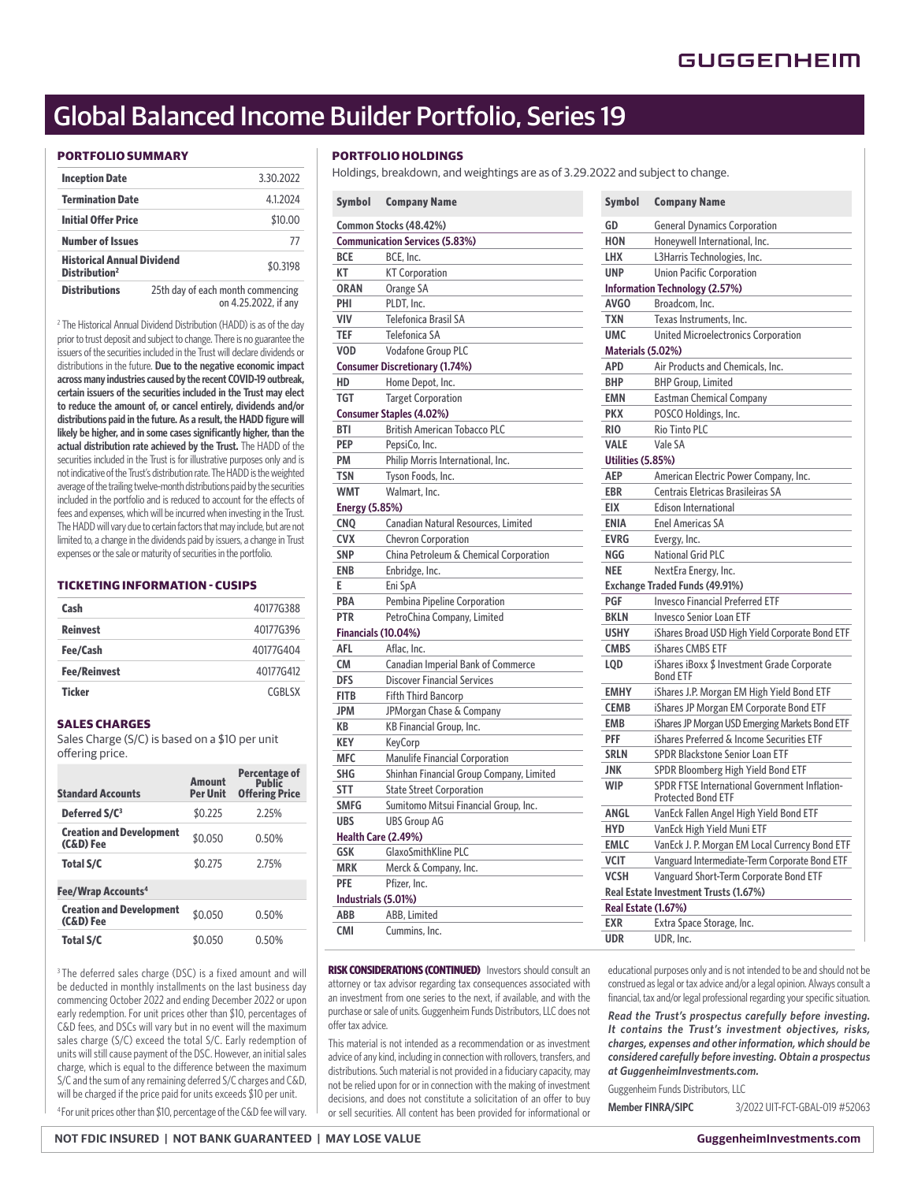GUGGENHEIM

# Global Balanced Income Builder Portfolio, Series 19

## PORTFOLIO SUMMARY

| | |
|---|---|
| **Inception Date** | 3.30.2022 |
| **Termination Date** | 4.1.2024 |
| **Initial Offer Price** | $10.00 |
| **Number of Issues** | 77 |
| **Historical Annual Dividend Distribution**[2] | $0.3198 |
| **Distributions** | 25th day of each month commencing on 4.25.2022, if any |

[2] The Historical Annual Dividend Distribution (HADD) is as of the day prior to trust deposit and subject to change. There is no guarantee the issuers of the securities included in the Trust will declare dividends or distributions in the future. **Due to the negative economic impact across many industries caused by the recent COVID-19 outbreak, certain issuers of the securities included in the Trust may elect to reduce the amount of, or cancel entirely, dividends and/or distributions paid in the future. As a result, the HADD figure will likely be higher, and in some cases significantly higher, than the actual distribution rate achieved by the Trust.** The HADD of the securities included in the Trust is for illustrative purposes only and is not indicative of the Trust's distribution rate. The HADD is the weighted average of the trailing twelve-month distributions paid by the securities included in the portfolio and is reduced to account for the effects of fees and expenses, which will be incurred when investing in the Trust. The HADD will vary due to certain factors that may include, but are not limited to, a change in the dividends paid by issuers, a change in Trust expenses or the sale or maturity of securities in the portfolio.

## TICKETING INFORMATION - CUSIPS

| | |
|---|---|
| **Cash** | 40177G388 |
| **Reinvest** | 40177G396 |
| **Fee/Cash** | 40177G404 |
| **Fee/Reinvest** | 40177G412 |
| **Ticker** | CGBLSX |

## SALES CHARGES

Sales Charge (S/C) is based on a $10 per unit offering price.

| Standard Accounts | Amount Per Unit | Percentage of Public Offering Price |
|---|---|---|
| **Deferred S/C**[3] | $0.225 | 2.25% |
| **Creation and Development (C&D) Fee** | $0.050 | 0.50% |
| **Total S/C** | $0.275 | 2.75% |
| **Fee/Wrap Accounts**[4] | | |
| **Creation and Development (C&D) Fee** | $0.050 | 0.50% |
| **Total S/C** | $0.050 | 0.50% |

[3] The deferred sales charge (DSC) is a fixed amount and will be deducted in monthly installments on the last business day commencing October 2022 and ending December 2022 or upon early redemption. For unit prices other than $10, percentages of C&D fees, and DSCs will vary but in no event will the maximum sales charge (S/C) exceed the total S/C. Early redemption of units will still cause payment of the DSC. However, an initial sales charge, which is equal to the difference between the maximum S/C and the sum of any remaining deferred S/C charges and C&D, will be charged if the price paid for units exceeds $10 per unit.

[4] For unit prices other than $10, percentage of the C&D fee will vary.

## PORTFOLIO HOLDINGS

Holdings, breakdown, and weightings are as of 3.29.2022 and subject to change.

| Symbol | Company Name |
|---|---|
| **Common Stocks (48.42%)** | |
| **Communication Services (5.83%)** | |
| BCE | BCE, Inc. |
| KT | KT Corporation |
| ORAN | Orange SA |
| PHI | PLDT, Inc. |
| VIV | Telefonica Brasil SA |
| TEF | Telefonica SA |
| VOD | Vodafone Group PLC |
| **Consumer Discretionary (1.74%)** | |
| HD | Home Depot, Inc. |
| TGT | Target Corporation |
| **Consumer Staples (4.02%)** | |
| BTI | British American Tobacco PLC |
| PEP | PepsiCo, Inc. |
| PM | Philip Morris International, Inc. |
| TSN | Tyson Foods, Inc. |
| WMT | Walmart, Inc. |
| **Energy (5.85%)** | |
| CNQ | Canadian Natural Resources, Limited |
| CVX | Chevron Corporation |
| SNP | China Petroleum & Chemical Corporation |
| ENB | Enbridge, Inc. |
| E | Eni SpA |
| PBA | Pembina Pipeline Corporation |
| PTR | PetroChina Company, Limited |
| **Financials (10.04%)** | |
| AFL | Aflac, Inc. |
| CM | Canadian Imperial Bank of Commerce |
| DFS | Discover Financial Services |
| FITB | Fifth Third Bancorp |
| JPM | JPMorgan Chase & Company |
| KB | KB Financial Group, Inc. |
| KEY | KeyCorp |
| MFC | Manulife Financial Corporation |
| SHG | Shinhan Financial Group Company, Limited |
| STT | State Street Corporation |
| SMFG | Sumitomo Mitsui Financial Group, Inc. |
| UBS | UBS Group AG |
| **Health Care (2.49%)** | |
| GSK | GlaxoSmithKline PLC |
| MRK | Merck & Company, Inc. |
| PFE | Pfizer, Inc. |
| **Industrials (5.01%)** | |
| ABB | ABB, Limited |
| CMI | Cummins, Inc. |
| GD | General Dynamics Corporation |
| HON | Honeywell International, Inc. |
| LHX | L3Harris Technologies, Inc. |
| UNP | Union Pacific Corporation |
| **Information Technology (2.57%)** | |
| AVGO | Broadcom, Inc. |
| TXN | Texas Instruments, Inc. |
| UMC | United Microelectronics Corporation |
| **Materials (5.02%)** | |
| APD | Air Products and Chemicals, Inc. |
| BHP | BHP Group, Limited |
| EMN | Eastman Chemical Company |
| PKX | POSCO Holdings, Inc. |
| RIO | Rio Tinto PLC |
| VALE | Vale SA |
| **Utilities (5.85%)** | |
| AEP | American Electric Power Company, Inc. |
| EBR | Centrais Eletricas Brasileiras SA |
| EIX | Edison International |
| ENIA | Enel Americas SA |
| EVRG | Evergy, Inc. |
| NGG | National Grid PLC |
| NEE | NextEra Energy, Inc. |
| **Exchange Traded Funds (49.91%)** | |
| PGF | Invesco Financial Preferred ETF |
| BKLN | Invesco Senior Loan ETF |
| USHY | iShares Broad USD High Yield Corporate Bond ETF |
| CMBS | iShares CMBS ETF |
| LQD | iShares iBoxx $ Investment Grade Corporate Bond ETF |
| EMHY | iShares J.P. Morgan EM High Yield Bond ETF |
| CEMB | iShares JP Morgan EM Corporate Bond ETF |
| EMB | iShares JP Morgan USD Emerging Markets Bond ETF |
| PFF | iShares Preferred & Income Securities ETF |
| SRLN | SPDR Blackstone Senior Loan ETF |
| JNK | SPDR Bloomberg High Yield Bond ETF |
| WIP | SPDR FTSE International Government Inflation-Protected Bond ETF |
| ANGL | VanEck Fallen Angel High Yield Bond ETF |
| HYD | VanEck High Yield Muni ETF |
| EMLC | VanEck J. P. Morgan EM Local Currency Bond ETF |
| VCIT | Vanguard Intermediate-Term Corporate Bond ETF |
| VCSH | Vanguard Short-Term Corporate Bond ETF |
| **Real Estate Investment Trusts (1.67%)** | |
| **Real Estate (1.67%)** | |
| EXR | Extra Space Storage, Inc. |
| UDR | UDR, Inc. |

**RISK CONSIDERATIONS (CONTINUED)** Investors should consult an attorney or tax advisor regarding tax consequences associated with an investment from one series to the next, if available, and with the purchase or sale of units. Guggenheim Funds Distributors, LLC does not offer tax advice.

This material is not intended as a recommendation or as investment advice of any kind, including in connection with rollovers, transfers, and distributions. Such material is not provided in a fiduciary capacity, may not be relied upon for or in connection with the making of investment decisions, and does not constitute a solicitation of an offer to buy or sell securities. All content has been provided for informational or educational purposes only and is not intended to be and should not be construed as legal or tax advice and/or a legal opinion. Always consult a financial, tax and/or legal professional regarding your specific situation.

***Read the Trust's prospectus carefully before investing. It contains the Trust's investment objectives, risks, charges, expenses and other information, which should be considered carefully before investing. Obtain a prospectus at GuggenheimInvestments.com.***

Guggenheim Funds Distributors, LLC

**Member FINRA/SIPC** 3/2022 UIT-FCT-GBAL-019 #52063

**NOT FDIC INSURED | NOT BANK GUARANTEED | MAY LOSE VALUE** **GuggenheimInvestments.com**